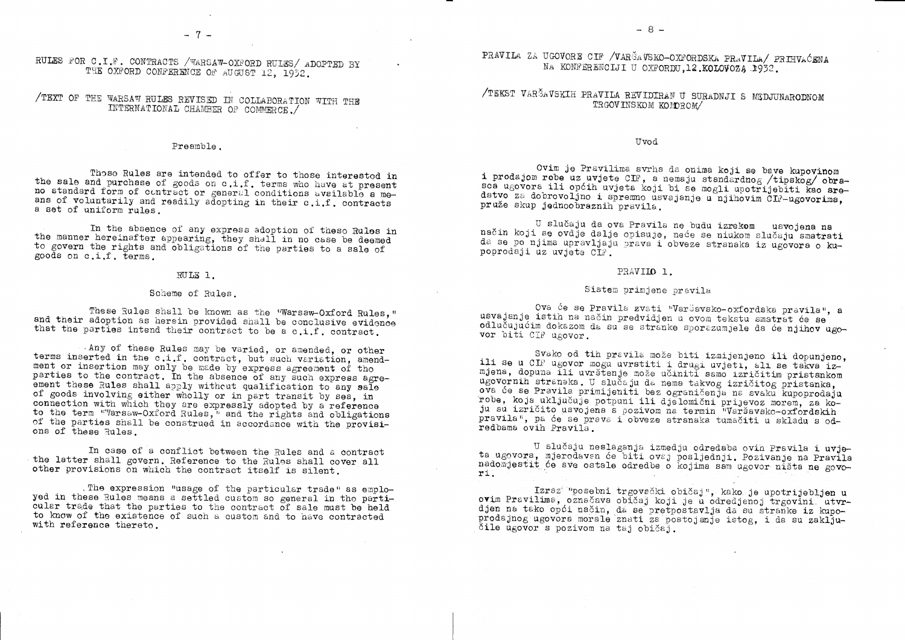RULES FOR C.I.F. CONTRACTS /WARSAW-OXFORD RULES/ ADOPTED BY THE OXFORD CONFERENCE OF AUGUST 12, 1932.

/TEXT OF THE WARSAW RULES REVISED IN COLLABORATION WITH THE INTERNATIONAL CHAMBER OF COMMERCE./

## Preamble.

These Rules are intended to offer to those interested in the sale and purchase of goods on c.i.f. terms who have at present no standard form of contract or general conditions available a means of voluntarily and readily adopting in their c.i.f. contracts a set of uniform rules.

In the absence of any express adoption of these Rules in the manner hereinafter appearing, they shall in no case be deemed to govern the rights and obligations of the parties to a sale of goods on c.i.f. terms.

## RULE 1.

### Scheme of Rules.

These Rules shall be known as the "Warsaw-Oxford Rules," and their adoption as herein provided shall be conclusive evidence that the parties intend their contract to be a c.i.f. contract.

Any of these Rules may be varied, or amended, or other terms inserted in the c.i.f. contract, but such variation, amendment or insertion may only be made by express agreement of the parties to the contract. In the absence of any such express agreement these Rules shall apply without qualification to any sale of goods involving either wholly or in part transit by sea, in connection with which they are expressly adopted by a reference to the term "Warsaw-Oxford Rules," and the rights and obligations of the parties shall be construed in accordance with the provisions of these Rules.

In case of a conflict between the Rules and a contract the latter shall govern. Reference to the Rules shall cover all other provisions on which the contract itself is silent.

The expression "usage of the particular trade" as employed in these Rules means a settled custom so general in the particular trade that the parties to the contract of sale must be held to know of the existence of such a custom and to have contracted with reference thereto.

PRAVILA ZA UGOVORE CIF /VARŠAVSKO-OXFORDSKA PRAVILA/ PRIHVAĆENA NA KONFERENCIJI U OXFORDU, 12. KOLOVOZA 1932.

/TEKST VARŠAVSKIH PRAVILA REVIDIRAN U SURADNJI S MEDJUNARODNOM TRGOVINSKOM KOMOROM/

## Uvod

Ovim je Pravilima svrha da onima koji se bave kupovinom i prodajom robe uz uvjete CIF, a nemaju standardnog /tipskog/ obrasca ugovora ili općih uvjeta koji bi se mogli upotrijebiti kao sredstvo za dobrovoljno i spremno usvajanje u njihovim CIF-ugovorima, pruže skup jednoobraznih pravila.

U slučaju da ova Pravila ne budu izrekom usvojena na način koji se ovdje dalje opisuje, neće se niukom slučaju smatrati da se po njima upravljaju prava i obveze stranaka iz ugovora o kupoprodaji uz uvjete CIF.

## PRAVILO 1.

### Sistem primjene pravila

Ova će se Pravila zvati "Varšavsko-oxfordska pravila", a usvajanje istih na način predvidjen u ovom tekstu smatrat će se odlučujućim dokazom da su se stranke sporazumjele da će njihov ugovor biti CIF ugovor.

Svako od tih pravila može biti izmijenjeno ili dopunjeno, ili se u CIF ugovor mogu uvrstiti i drugi uvjeti, ali se takva izmjena, dopuna ili uvrštenje može učiniti samo izričitim pristankom ugovornih stranaka. U slučaju da nema takvog izričitog pristanka, ova će se Pravila primijeniti bez ograničenja na svaku kupoprodaju robe, koja uključuje potpuni ili djelomični prijevoz morem, za koju su izričito usvojena s pozivom na termin "Varšavsko-oxfordskih pravila", pa će se prava i obveze stranaka tumačiti u skladu s odredbama ovih Pravila.

U slučaju neslaganja izmedju odredaba ovih Pravila i uvjeta ugovora, mjerodavan će biti ovaj posljednji. Pozivanje na Pravila nadomjestit će sve ostale odredbe o kojima sam ugovor ništa ne govori.

Izraz "posebni trgovački običaj", kako je upotrijebljen u ovim Pravilima, označava običaj koji je u odredjenoj trgovini utvrdjen na tako opći način, da se pretpostavlja da su stranke iz kupoprodajnog ugovora morale znati za postojanje istog, i da su zaključile ugovor s pozivom na taj običaj.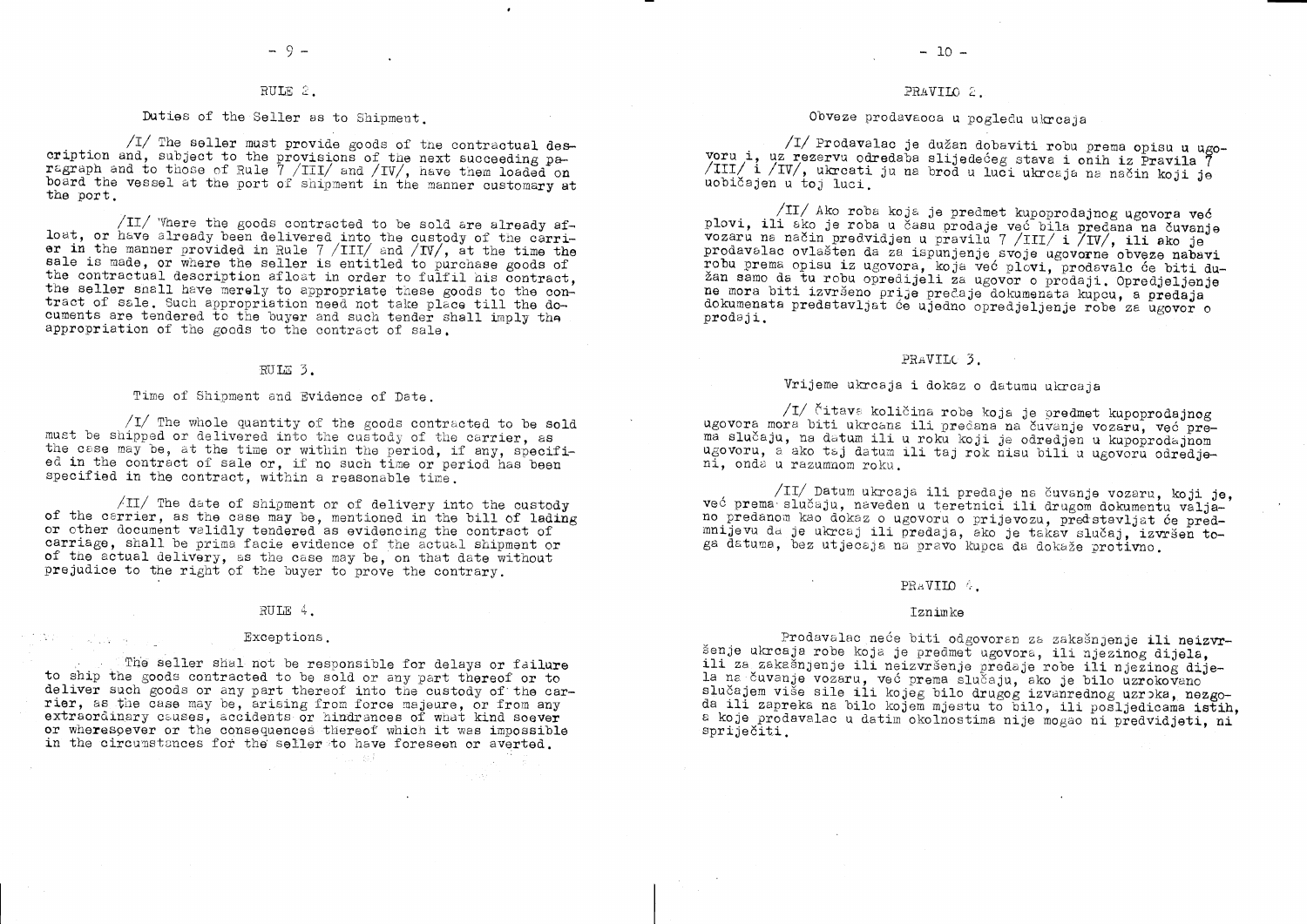## RULE 2.

### Duties of the Seller as to Shipment.

/I/ The seller must provide goods of the contractual description and, subject to the provisions of the next succeeding paragraph and to those of Rule 7 /III/ and /IV/, have them loaded on board the vessel at the port of shipment in the manner customary at the port.

/II/ Where the goods contracted to be sold are already afloat, or have already been delivered into the custody of the carrier in the manner provided in Rule 7 /III/ and /IV/, at the time the sale is made, or where the seller is entitled to purchase goods of the contractual description afloat in order to fulfil his contract, the seller shall have merely to appropriate these goods to the contract of sale. Such appropriation need not take place till the documents are tendered to the buyer and such tender shall imply the appropriation of the goods to the contract of sale.

## RULE 3.

### Time of Shipment and Evidence of Date.

/I/ The whole quantity of the goods contracted to be sold must be shipped or delivered into the custody of the carrier, as the case may be, at the time or within the period, if any, specified in the contract of sale or, if no such time or period has been specified in the contract, within a reasonable time.

/II/ The date of shipment or of delivery into the custody of the carrier, as the case may be, mentioned in the bill of lading or other document validly tendered as evidencing the contract of carriage, shall be prima facie evidence of the actual shipment or of the actual delivery, as the case may be, on that date without prejudice to the right of the buyer to prove the contrary.

## RULE 4.

### Exceptions.

The seller shal not be responsible for delays or failure to ship the goods contracted to be sold or any part thereof or to deliver such goods or any part thereof into the custody of the carrier, as the case may be, arising from force majeure, or from any extraordinary causes, accidents or hindrances of what kind soever or wheresoever or the consequences thereof which it was impossible in the circumstances for the seller to have foreseen or averted.

## PRAVILO 2.

### Obveze prodavaoca u pogledu ukrcaja

/I/ Prodavalac je dužan dobaviti robu prema opisu u ugovoru i, uz rezervu odredaba slijedećeg stava i onih iz Pravila 7 /III/ i /IV/, ukrcati ju na brod u luci ukrcaja na način koji je uobičajen u toj luci.

/II/ Ako roba koja je predmet kupoprodajnog ugovora već plovi, ili ako je roba u času prodaje već bila predana na čuvanje vozaru na način predvidjen u pravilu 7 /III/ i /IV/, ili ako je prodavalac ovlašten da za ispunjenje svoje ugovorne obveze nabavi robu prema opisu iz ugovora, koja već plovi, prodavalc će biti dužan samo da tu robu opredijeli za ugovor o prodaji. Opredjeljenje ne mora biti izvršeno prije predaje dokumenata kupcu, a predaja dokumenata predstavljat će ujedno opredjeljenje robe za ugovor o prodaji.

## PRAVILO 3.

### Vrijeme ukrcaja i dokaz o datumu ukrcaja

/I/ Čitava količina robe koja je predmet kupoprodajnog ugovora mora biti ukrcana ili predana na čuvanje vozaru, već prema slučaju, na datum ili u roku koji je odredjen u kupoprodajnom ugovoru, a ako taj datum ili taj rok nisu bili u ugovoru odredjeni, onda u razumnom roku.

/II/ Datum ukrcaja ili predaje na čuvanje vozaru, koji je, već prema slučaju, naveden u teretnici ili drugom dokumentu valjano predanom kao dokaz o ugovoru o prijevozu, predstavljat će predmnijevu da je ukrcaj ili predaja, ako je takav slučaj, izvršen toga datuma, bez utjecaja na pravo kupca da dokaže protivno.

## PRAVILO 4.

### Iznimke

Prodavalac neće biti odgovoran za zakašnjenje ili neizvršenje ukrcaja robe koja je predmet ugovora, ili njezinog dijela, ili za zakašnjenje ili neizvršenje predaje robe ili njezinog dijela na čuvanje vozaru, već prema slučaju, ako je bilo uzrokovano slučajem više sile ili kojeg bilo drugog izvanrednog uzroka, nezgoda ili zapreka na bilo kojem mjestu to bilo, ili posljedicama istih, a koje prodavalac u datim okolnostima nije mogao ni predvidjeti, ni spriječiti.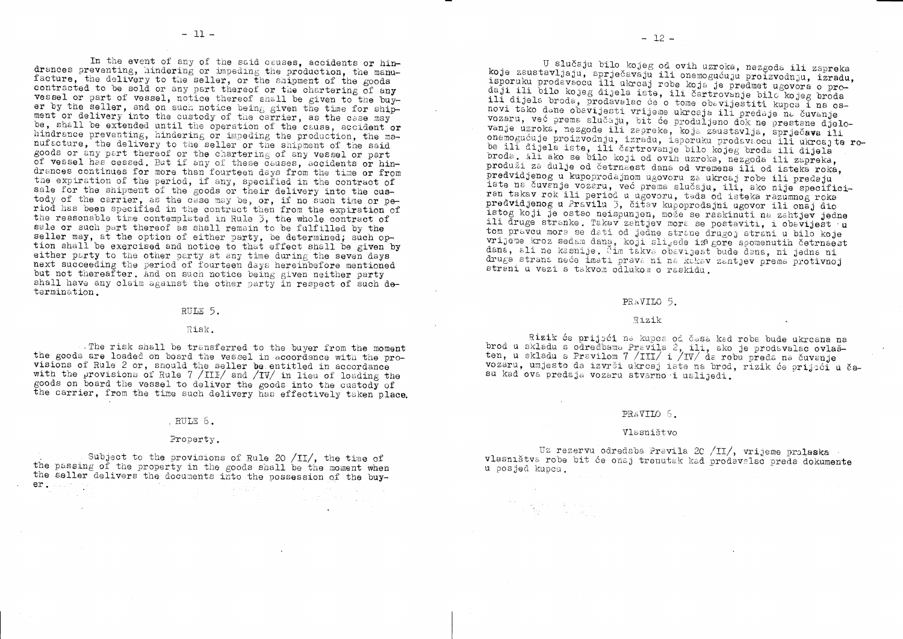In the event of any of the said causes, accidents or hindrances preventing, hindering or impeding the production, the manufacture, the delivery to the seller, or the shipment of the goods contracted to be sold or any part thereof or the chartering of any vessel or part of vessel, notice thereof shall be given to the buyer by the seller, and on such notice being given the time for shipment or delivery into the custody of the carrier, as the case may be, shall be extended until the operation of the cause, accident or hindrance preventing, hindering or impeding the production, the manufacture, the delivery to the seller or the shipment of the said goods or any part thereof or the chartering of any vessel or part of vessel has ceased. But if any of these causes, accidents or hindrances continues for more than fourteen days from the time or from the expiration of the period, if any, specified in the contract of sale for the shipment of the goods or their delivery into the custody of the carrier, as the case may be, or, if no such time or period has been specified in the contract then from the expiration of the reasonable time contemplated in Rule 3, the whole contract of sale or such part thereof as shall remain to be fulfilled by the seller may, at the option of either party, be determined; such option shall be exercised and notice to that effect shall be given by either party to the other party at any time during the seven days next succeeding the period of fourteen days hereinbefore mentioned but not thereafter. And on such notice being given neither party shall have any claim against the other party in respect of such determination.

## RULE 5.

### Risk.

The risk shall be transferred to the buyer from the moment the goods are loaded on board the vessel in accordance with the provisions of Rule 2 or, should the seller be entitled in accordance with the provisions of Rule 7 /III/ and /IV/ in lieu of loading the goods on board the vessel to deliver the goods into the custody of the carrier, from the time such delivery has effectively taken place.

## RULE 6.

### Property.

Subject to the provisions of Rule 20 /II/, the time of the passing of the property in the goods shall be the moment when the seller delivers the documents into the possession of the buyer.

U slučaju bilo kojeg od ovih uzroka, nezgoda ili zapreka koje zaustavljaju, sprječavaju ili onemogućuju proizvodnju, izradu, isporuku prodavaocu ili ukrcaj robe koja je predmet ugovora o prodaji ili bilo kojeg dijela iste, ili čartrovanje bilo kojeg broda ili dijela broda, prodavalac će o tome obavijestiti kupca i na osnovi tako dane obavijesti vrijeme ukrcaja ili predaje na čuvanje vozaru, već prema slučaju, bit će produljeno dok ne prestane djelovanje uzroka, nezgode ili zapreke, koja zaustavlja, sprječava ili onemogućuje proizvodnju, izradu, isporuku prodavaocu ili ukrcaj te robe ili dijela iste, ili čartrovanje bilo kojeg broda ili dijela broda. Ali ako se bilo koji od ovih uzroka, nezgoda ili zapreka, produži za dulje od četrnaest dana od vremena ili od isteka roka, predvidjenog u kupoprodajnom ugovoru za ukrcaj robe ili predaju iste na čuvanje vozaru, već prema slučaju, ili, ako nije specificiran takav rok ili period u ugovoru, tada od isteka razumnog roka predvidjenog u Pravilu 3, čitav kupoprodajni ugovor ili onaj dio istog koji je ostao neispunjen, može se raskinuti na zahtjev jedne ili druge stranke. Takav zahtjev mora se postaviti, i obavijest u tom pravcu mora se dati od jedne strane drugoj strani u bilo koje vrijeme kroz sedam dana, koji slijede iza gore spomenutih četrnaest dana, ali ne kasnije. Čim takva obavijest bude dana, ni jedna ni druga strana neće imati prava ni na kakav zahtjev prema protivnoj strani u vezi s takvom odlukom o raskidu.

## PRAVILO 5.

### Rizik

Rizik će prijeći na kupca od časa kad roba bude ukrcana na brod u skladu s odredbama Pravila 2, ili, ako je prodavalac ovlašten, u skladu s Pravilom 7 /III/ i /IV/ da robu preda na čuvanje vozaru, umjesto da izvrši ukrcaj iste na brod, rizik će prijeći u času kad ova predaja vozaru stvarno i uslijedi.

## PRAVILO 6.

### Vlasništvo

Uz rezervu odredaba Pravila 20 /II/, vrijeme prelaska vlasništva robe bit će onaj trenutak kad prodavalac preda dokumente u posjed kupcu.